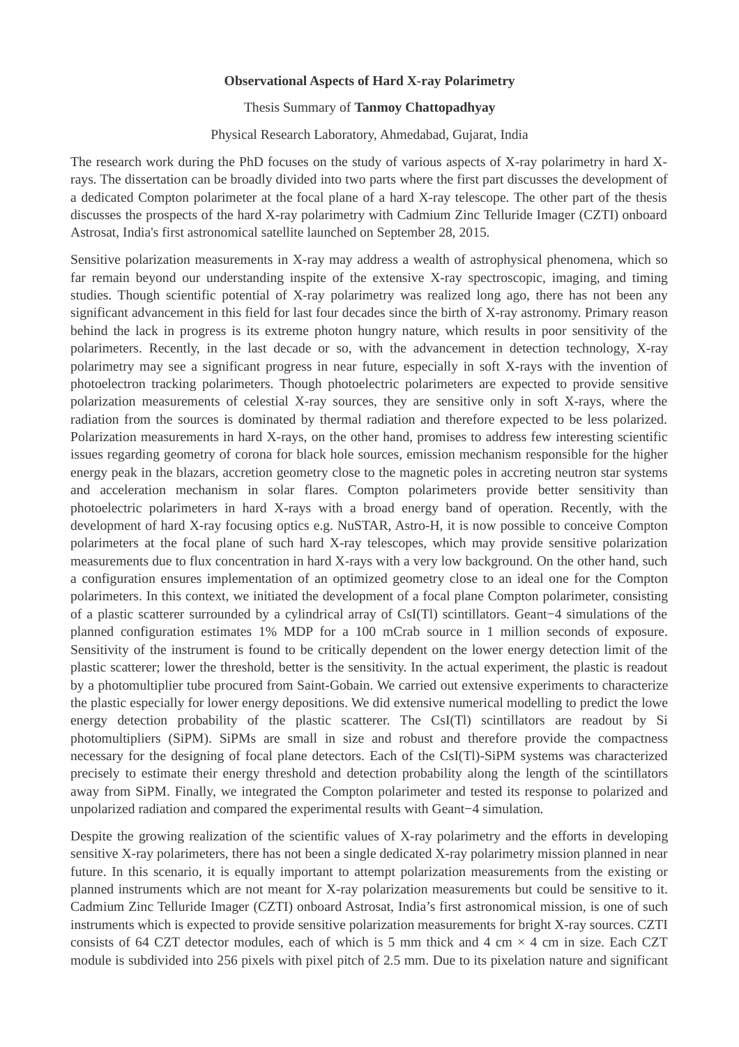**Observational Aspects of Hard X-ray Polarimetry**

Thesis Summary of **Tanmoy Chattopadhyay**

Physical Research Laboratory, Ahmedabad, Gujarat, India

The research work during the PhD focuses on the study of various aspects of X-ray polarimetry in hard X-rays. The dissertation can be broadly divided into two parts where the first part discusses the development of a dedicated Compton polarimeter at the focal plane of a hard X-ray telescope. The other part of the thesis discusses the prospects of the hard X-ray polarimetry with Cadmium Zinc Telluride Imager (CZTI) onboard Astrosat, India's first astronomical satellite launched on September 28, 2015.

Sensitive polarization measurements in X-ray may address a wealth of astrophysical phenomena, which so far remain beyond our understanding inspite of the extensive X-ray spectroscopic, imaging, and timing studies. Though scientific potential of X-ray polarimetry was realized long ago, there has not been any significant advancement in this field for last four decades since the birth of X-ray astronomy. Primary reason behind the lack in progress is its extreme photon hungry nature, which results in poor sensitivity of the polarimeters. Recently, in the last decade or so, with the advancement in detection technology, X-ray polarimetry may see a significant progress in near future, especially in soft X-rays with the invention of photoelectron tracking polarimeters. Though photoelectric polarimeters are expected to provide sensitive polarization measurements of celestial X-ray sources, they are sensitive only in soft X-rays, where the radiation from the sources is dominated by thermal radiation and therefore expected to be less polarized. Polarization measurements in hard X-rays, on the other hand, promises to address few interesting scientific issues regarding geometry of corona for black hole sources, emission mechanism responsible for the higher energy peak in the blazars, accretion geometry close to the magnetic poles in accreting neutron star systems and acceleration mechanism in solar flares. Compton polarimeters provide better sensitivity than photoelectric polarimeters in hard X-rays with a broad energy band of operation. Recently, with the development of hard X-ray focusing optics e.g. NuSTAR, Astro-H, it is now possible to conceive Compton polarimeters at the focal plane of such hard X-ray telescopes, which may provide sensitive polarization measurements due to flux concentration in hard X-rays with a very low background. On the other hand, such a configuration ensures implementation of an optimized geometry close to an ideal one for the Compton polarimeters. In this context, we initiated the development of a focal plane Compton polarimeter, consisting of a plastic scatterer surrounded by a cylindrical array of CsI(Tl) scintillators. Geant−4 simulations of the planned configuration estimates 1% MDP for a 100 mCrab source in 1 million seconds of exposure. Sensitivity of the instrument is found to be critically dependent on the lower energy detection limit of the plastic scatterer; lower the threshold, better is the sensitivity. In the actual experiment, the plastic is readout by a photomultiplier tube procured from Saint-Gobain. We carried out extensive experiments to characterize the plastic especially for lower energy depositions. We did extensive numerical modelling to predict the lowe energy detection probability of the plastic scatterer. The CsI(Tl) scintillators are readout by Si photomultipliers (SiPM). SiPMs are small in size and robust and therefore provide the compactness necessary for the designing of focal plane detectors. Each of the CsI(Tl)-SiPM systems was characterized precisely to estimate their energy threshold and detection probability along the length of the scintillators away from SiPM. Finally, we integrated the Compton polarimeter and tested its response to polarized and unpolarized radiation and compared the experimental results with Geant−4 simulation.

Despite the growing realization of the scientific values of X-ray polarimetry and the efforts in developing sensitive X-ray polarimeters, there has not been a single dedicated X-ray polarimetry mission planned in near future. In this scenario, it is equally important to attempt polarization measurements from the existing or planned instruments which are not meant for X-ray polarization measurements but could be sensitive to it. Cadmium Zinc Telluride Imager (CZTI) onboard Astrosat, India's first astronomical mission, is one of such instruments which is expected to provide sensitive polarization measurements for bright X-ray sources. CZTI consists of 64 CZT detector modules, each of which is 5 mm thick and 4 cm $\times$ 4 cm in size. Each CZT module is subdivided into 256 pixels with pixel pitch of 2.5 mm. Due to its pixelation nature and significant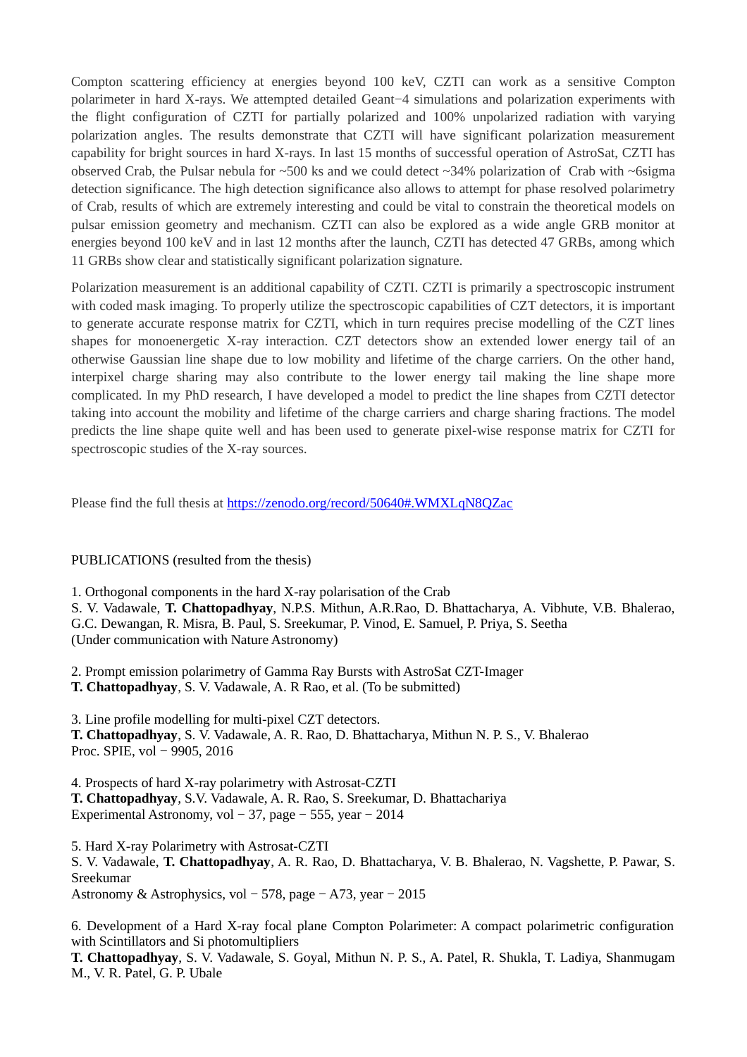Compton scattering efficiency at energies beyond 100 keV, CZTI can work as a sensitive Compton polarimeter in hard X-rays. We attempted detailed Geant−4 simulations and polarization experiments with the flight configuration of CZTI for partially polarized and 100% unpolarized radiation with varying polarization angles. The results demonstrate that CZTI will have significant polarization measurement capability for bright sources in hard X-rays. In last 15 months of successful operation of AstroSat, CZTI has observed Crab, the Pulsar nebula for ~500 ks and we could detect ~34% polarization of Crab with ~6sigma detection significance. The high detection significance also allows to attempt for phase resolved polarimetry of Crab, results of which are extremely interesting and could be vital to constrain the theoretical models on pulsar emission geometry and mechanism. CZTI can also be explored as a wide angle GRB monitor at energies beyond 100 keV and in last 12 months after the launch, CZTI has detected 47 GRBs, among which 11 GRBs show clear and statistically significant polarization signature.

Polarization measurement is an additional capability of CZTI. CZTI is primarily a spectroscopic instrument with coded mask imaging. To properly utilize the spectroscopic capabilities of CZT detectors, it is important to generate accurate response matrix for CZTI, which in turn requires precise modelling of the CZT lines shapes for monoenergetic X-ray interaction. CZT detectors show an extended lower energy tail of an otherwise Gaussian line shape due to low mobility and lifetime of the charge carriers. On the other hand, interpixel charge sharing may also contribute to the lower energy tail making the line shape more complicated. In my PhD research, I have developed a model to predict the line shapes from CZTI detector taking into account the mobility and lifetime of the charge carriers and charge sharing fractions. The model predicts the line shape quite well and has been used to generate pixel-wise response matrix for CZTI for spectroscopic studies of the X-ray sources.

Please find the full thesis at https://zenodo.org/record/50640#.WMXLqN8QZac

PUBLICATIONS (resulted from the thesis)

1. Orthogonal components in the hard X-ray polarisation of the Crab
S. V. Vadawale, **T. Chattopadhyay**, N.P.S. Mithun, A.R.Rao, D. Bhattacharya, A. Vibhute, V.B. Bhalerao, G.C. Dewangan, R. Misra, B. Paul, S. Sreekumar, P. Vinod, E. Samuel, P. Priya, S. Seetha
(Under communication with Nature Astronomy)

2. Prompt emission polarimetry of Gamma Ray Bursts with AstroSat CZT-Imager
**T. Chattopadhyay**, S. V. Vadawale, A. R Rao, et al. (To be submitted)

3. Line profile modelling for multi-pixel CZT detectors.
**T. Chattopadhyay**, S. V. Vadawale, A. R. Rao, D. Bhattacharya, Mithun N. P. S., V. Bhalerao
Proc. SPIE, vol − 9905, 2016

4. Prospects of hard X-ray polarimetry with Astrosat-CZTI
**T. Chattopadhyay**, S.V. Vadawale, A. R. Rao, S. Sreekumar, D. Bhattachariya
Experimental Astronomy, vol − 37, page − 555, year − 2014

5. Hard X-ray Polarimetry with Astrosat-CZTI
S. V. Vadawale, **T. Chattopadhyay**, A. R. Rao, D. Bhattacharya, V. B. Bhalerao, N. Vagshette, P. Pawar, S. Sreekumar
Astronomy & Astrophysics, vol − 578, page − A73, year − 2015

6. Development of a Hard X-ray focal plane Compton Polarimeter: A compact polarimetric configuration with Scintillators and Si photomultipliers
**T. Chattopadhyay**, S. V. Vadawale, S. Goyal, Mithun N. P. S., A. Patel, R. Shukla, T. Ladiya, Shanmugam M., V. R. Patel, G. P. Ubale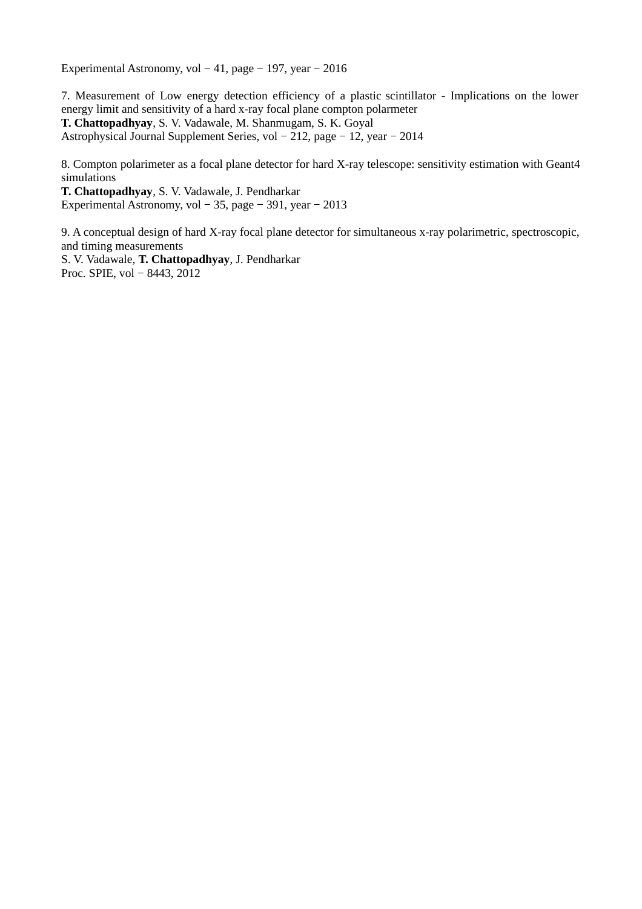Experimental Astronomy, vol − 41, page − 197, year − 2016

7. Measurement of Low energy detection efficiency of a plastic scintillator - Implications on the lower energy limit and sensitivity of a hard x-ray focal plane compton polarmeter
**T. Chattopadhyay**, S. V. Vadawale, M. Shanmugam, S. K. Goyal
Astrophysical Journal Supplement Series, vol − 212, page − 12, year − 2014

8. Compton polarimeter as a focal plane detector for hard X-ray telescope: sensitivity estimation with Geant4 simulations
**T. Chattopadhyay**, S. V. Vadawale, J. Pendharkar
Experimental Astronomy, vol − 35, page − 391, year − 2013

9. A conceptual design of hard X-ray focal plane detector for simultaneous x-ray polarimetric, spectroscopic, and timing measurements
S. V. Vadawale, **T. Chattopadhyay**, J. Pendharkar
Proc. SPIE, vol − 8443, 2012